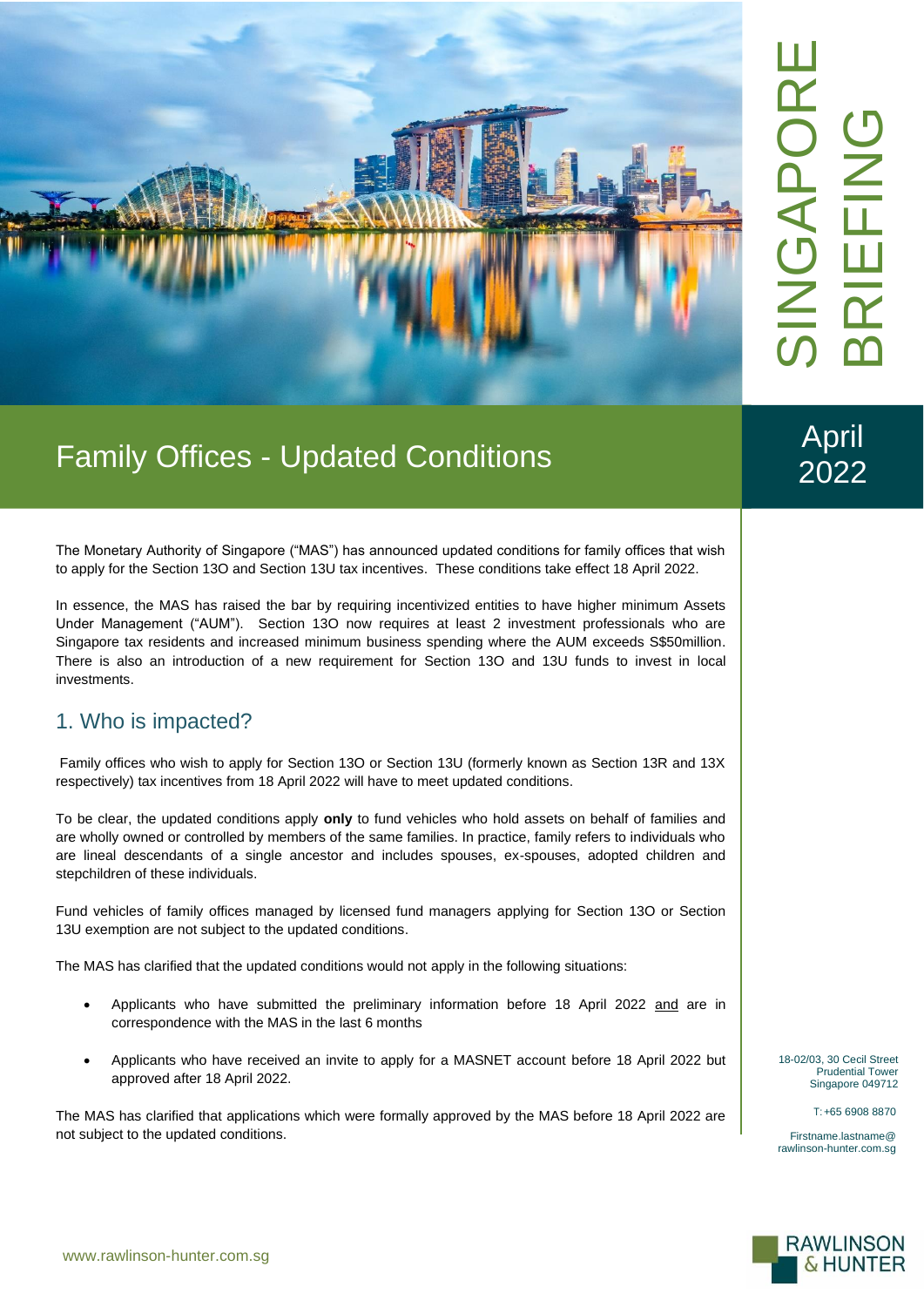# Family Offices - Updated Conditions

SINGAPORE BRIEFING

April 2022

The Monetary Authority of Singapore ("MAS") has announced updated conditions for family offices that wish to apply for the Section 13O and Section 13U tax incentives. These conditions take effect 18 April 2022.

In essence, the MAS has raised the bar by requiring incentivized entities to have higher minimum Assets Under Management ("AUM"). Section 13O now requires at least 2 investment professionals who are Singapore tax residents and increased minimum business spending where the AUM exceeds S$50million. There is also an introduction of a new requirement for Section 13O and 13U funds to invest in local investments.

## 1. Who is impacted?

Family offices who wish to apply for Section 13O or Section 13U (formerly known as Section 13R and 13X respectively) tax incentives from 18 April 2022 will have to meet updated conditions.

To be clear, the updated conditions apply **only** to fund vehicles who hold assets on behalf of families and are wholly owned or controlled by members of the same families. In practice, family refers to individuals who are lineal descendants of a single ancestor and includes spouses, ex-spouses, adopted children and stepchildren of these individuals.

Fund vehicles of family offices managed by licensed fund managers applying for Section 13O or Section 13U exemption are not subject to the updated conditions.

The MAS has clarified that the updated conditions would not apply in the following situations:

- Applicants who have submitted the preliminary information before 18 April 2022 and are in correspondence with the MAS in the last 6 months
- Applicants who have received an invite to apply for a MASNET account before 18 April 2022 but approved after 18 April 2022.

The MAS has clarified that applications which were formally approved by the MAS before 18 April 2022 are not subject to the updated conditions.

18-02/03, 30 Cecil Street
Prudential Tower
Singapore 049712

T: +65 6908 8870

Firstname.lastname@rawlinson-hunter.com.sg

www.rawlinson-hunter.com.sg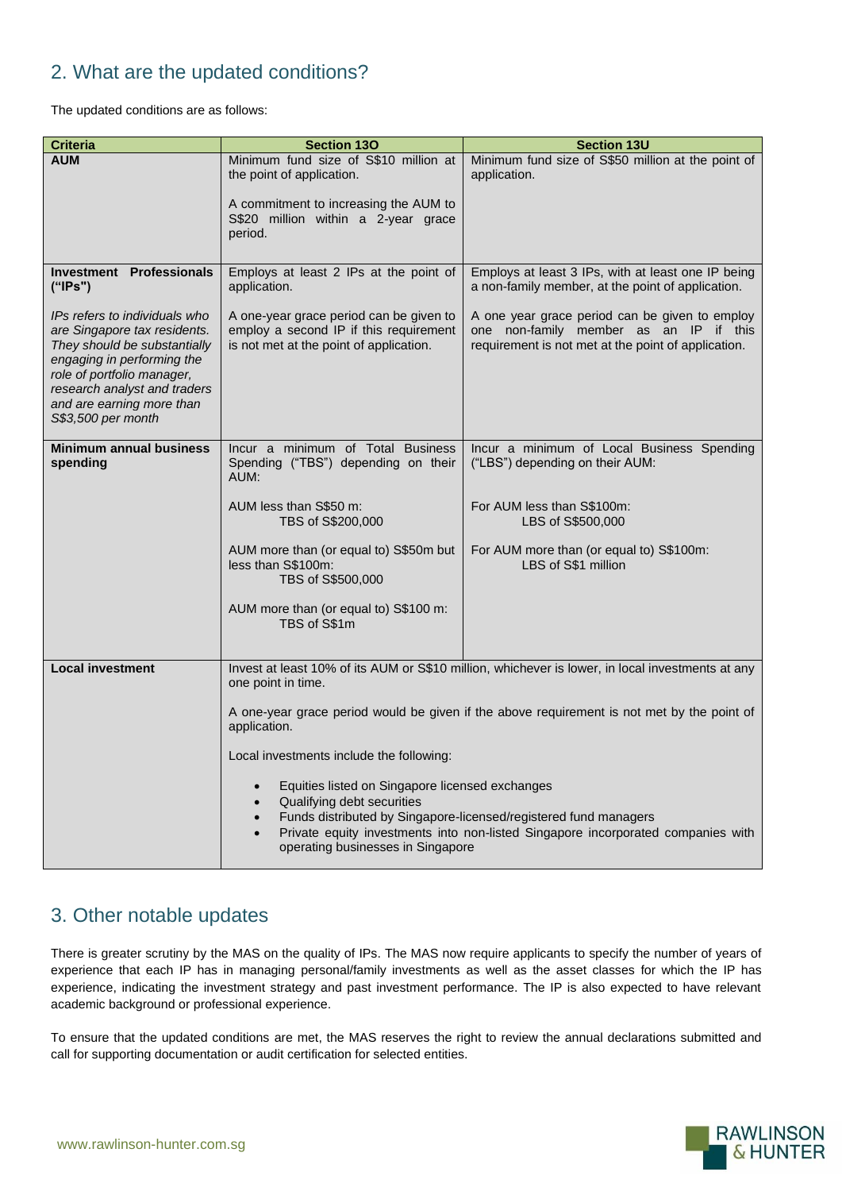## 2. What are the updated conditions?

The updated conditions are as follows:

| Criteria | Section 13O | Section 13U |
|---|---|---|
| **AUM** | Minimum fund size of S$10 million at the point of application.<br><br>A commitment to increasing the AUM to S$20 million within a 2-year grace period. | Minimum fund size of S$50 million at the point of application. |
| **Investment Professionals ("IPs")**<br><br>*IPs refers to individuals who are Singapore tax residents. They should be substantially engaging in performing the role of portfolio manager, research analyst and traders and are earning more than S$3,500 per month* | Employs at least 2 IPs at the point of application.<br><br>A one-year grace period can be given to employ a second IP if this requirement is not met at the point of application. | Employs at least 3 IPs, with at least one IP being a non-family member, at the point of application.<br><br>A one year grace period can be given to employ one non-family member as an IP if this requirement is not met at the point of application. |
| **Minimum annual business spending** | Incur a minimum of Total Business Spending ("TBS") depending on their AUM:<br><br>AUM less than S$50 m:<br>TBS of S$200,000<br><br>AUM more than (or equal to) S$50m but less than S$100m:<br>TBS of S$500,000<br><br>AUM more than (or equal to) S$100 m:<br>TBS of S$1m | Incur a minimum of Local Business Spending ("LBS") depending on their AUM:<br><br>For AUM less than S$100m:<br>LBS of S$500,000<br><br>For AUM more than (or equal to) S$100m:<br>LBS of S$1 million |
| **Local investment** | Invest at least 10% of its AUM or S$10 million, whichever is lower, in local investments at any one point in time.<br><br>A one-year grace period would be given if the above requirement is not met by the point of application.<br><br>Local investments include the following:<br>• Equities listed on Singapore licensed exchanges<br>• Qualifying debt securities<br>• Funds distributed by Singapore-licensed/registered fund managers<br>• Private equity investments into non-listed Singapore incorporated companies with operating businesses in Singapore | |

## 3. Other notable updates

There is greater scrutiny by the MAS on the quality of IPs. The MAS now require applicants to specify the number of years of experience that each IP has in managing personal/family investments as well as the asset classes for which the IP has experience, indicating the investment strategy and past investment performance. The IP is also expected to have relevant academic background or professional experience.

To ensure that the updated conditions are met, the MAS reserves the right to review the annual declarations submitted and call for supporting documentation or audit certification for selected entities.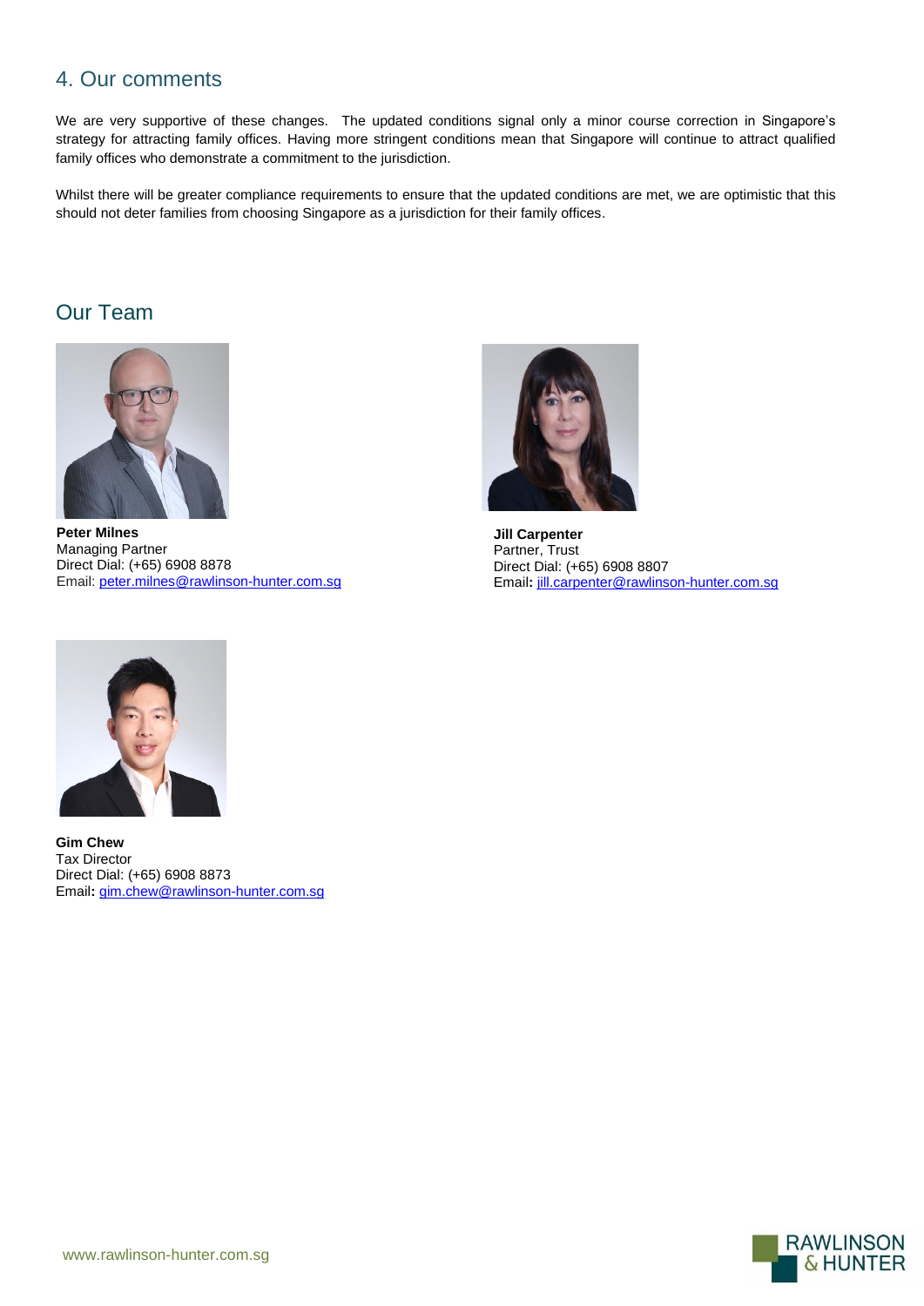## 4. Our comments

We are very supportive of these changes. The updated conditions signal only a minor course correction in Singapore's strategy for attracting family offices. Having more stringent conditions mean that Singapore will continue to attract qualified family offices who demonstrate a commitment to the jurisdiction.

Whilst there will be greater compliance requirements to ensure that the updated conditions are met, we are optimistic that this should not deter families from choosing Singapore as a jurisdiction for their family offices.

## Our Team

**Peter Milnes**
Managing Partner
Direct Dial: (+65) 6908 8878
Email: peter.milnes@rawlinson-hunter.com.sg

**Jill Carpenter**
Partner, Trust
Direct Dial: (+65) 6908 8807
Email: jill.carpenter@rawlinson-hunter.com.sg

**Gim Chew**
Tax Director
Direct Dial: (+65) 6908 8873
Email: gim.chew@rawlinson-hunter.com.sg

www.rawlinson-hunter.com.sg

RAWLINSON & HUNTER